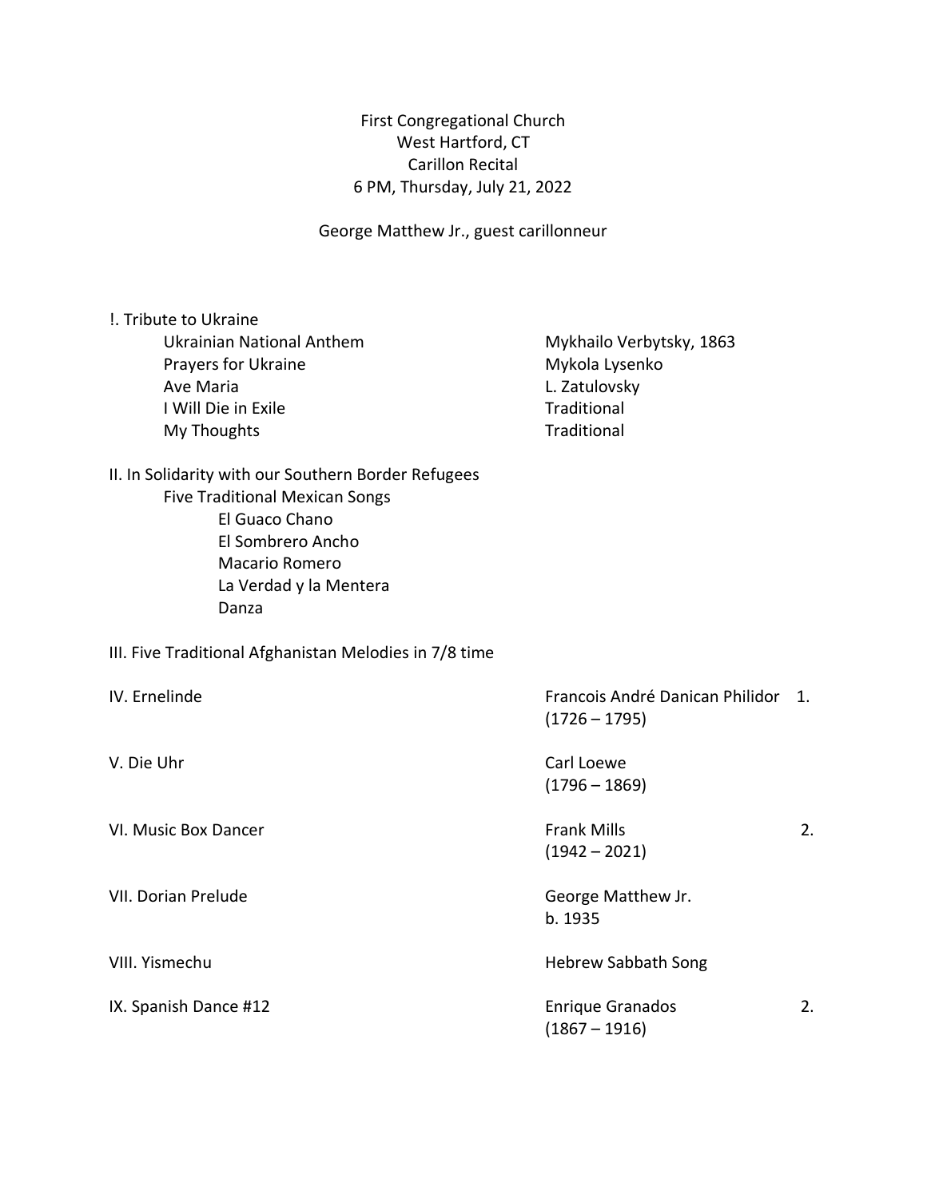First Congregational Church
West Hartford, CT
Carillon Recital
6 PM, Thursday, July 21, 2022

George Matthew Jr., guest carillonneur

!. Tribute to Ukraine

| | | |
|---|---|---|
| Ukrainian National Anthem | Mykhailo Verbytsky, 1863 | |
| Prayers for Ukraine | Mykola Lysenko | |
| Ave Maria | L. Zatulovsky | |
| I Will Die in Exile | Traditional | |
| My Thoughts | Traditional | |

II. In Solidarity with our Southern Border Refugees

Five Traditional Mexican Songs

- El Guaco Chano
- El Sombrero Ancho
- Macario Romero
- La Verdad y la Mentera
- Danza

III. Five Traditional Afghanistan Melodies in 7/8 time

| | | |
|---|---|---|
| IV. Ernelinde | Francois André Danican Philidor (1726 – 1795) | 1. |
| V. Die Uhr | Carl Loewe (1796 – 1869) | |
| VI. Music Box Dancer | Frank Mills (1942 – 2021) | 2. |
| VII. Dorian Prelude | George Matthew Jr. b. 1935 | |
| VIII. Yismechu | Hebrew Sabbath Song | |
| IX. Spanish Dance #12 | Enrique Granados (1867 – 1916) | 2. |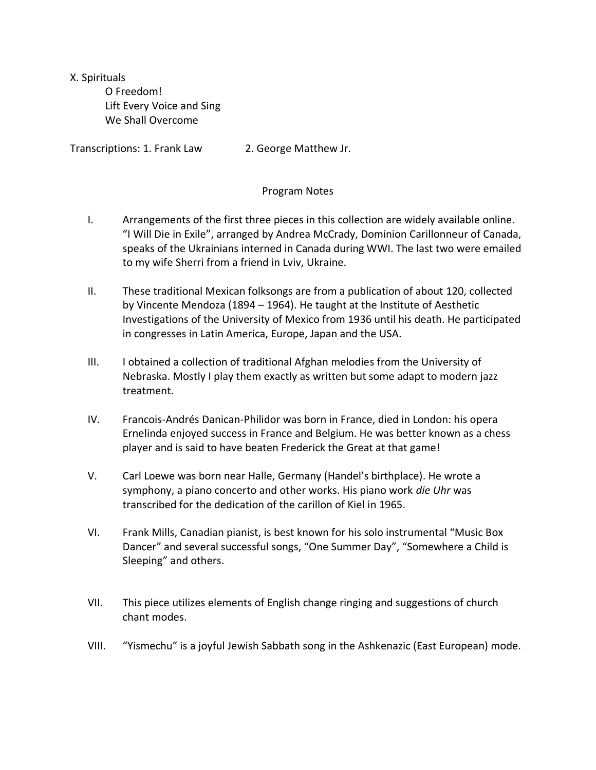X. Spirituals

O Freedom!
Lift Every Voice and Sing
We Shall Overcome

Transcriptions: 1. Frank Law 2. George Matthew Jr.

## Program Notes

I. Arrangements of the first three pieces in this collection are widely available online. “I Will Die in Exile”, arranged by Andrea McCrady, Dominion Carillonneur of Canada, speaks of the Ukrainians interned in Canada during WWI. The last two were emailed to my wife Sherri from a friend in Lviv, Ukraine.

II. These traditional Mexican folksongs are from a publication of about 120, collected by Vincente Mendoza (1894 – 1964). He taught at the Institute of Aesthetic Investigations of the University of Mexico from 1936 until his death. He participated in congresses in Latin America, Europe, Japan and the USA.

III. I obtained a collection of traditional Afghan melodies from the University of Nebraska. Mostly I play them exactly as written but some adapt to modern jazz treatment.

IV. Francois-Andrés Danican-Philidor was born in France, died in London: his opera Ernelinda enjoyed success in France and Belgium. He was better known as a chess player and is said to have beaten Frederick the Great at that game!

V. Carl Loewe was born near Halle, Germany (Handel’s birthplace). He wrote a symphony, a piano concerto and other works. His piano work *die Uhr* was transcribed for the dedication of the carillon of Kiel in 1965.

VI. Frank Mills, Canadian pianist, is best known for his solo instrumental “Music Box Dancer” and several successful songs, “One Summer Day”, “Somewhere a Child is Sleeping” and others.

VII. This piece utilizes elements of English change ringing and suggestions of church chant modes.

VIII. “Yismechu” is a joyful Jewish Sabbath song in the Ashkenazic (East European) mode.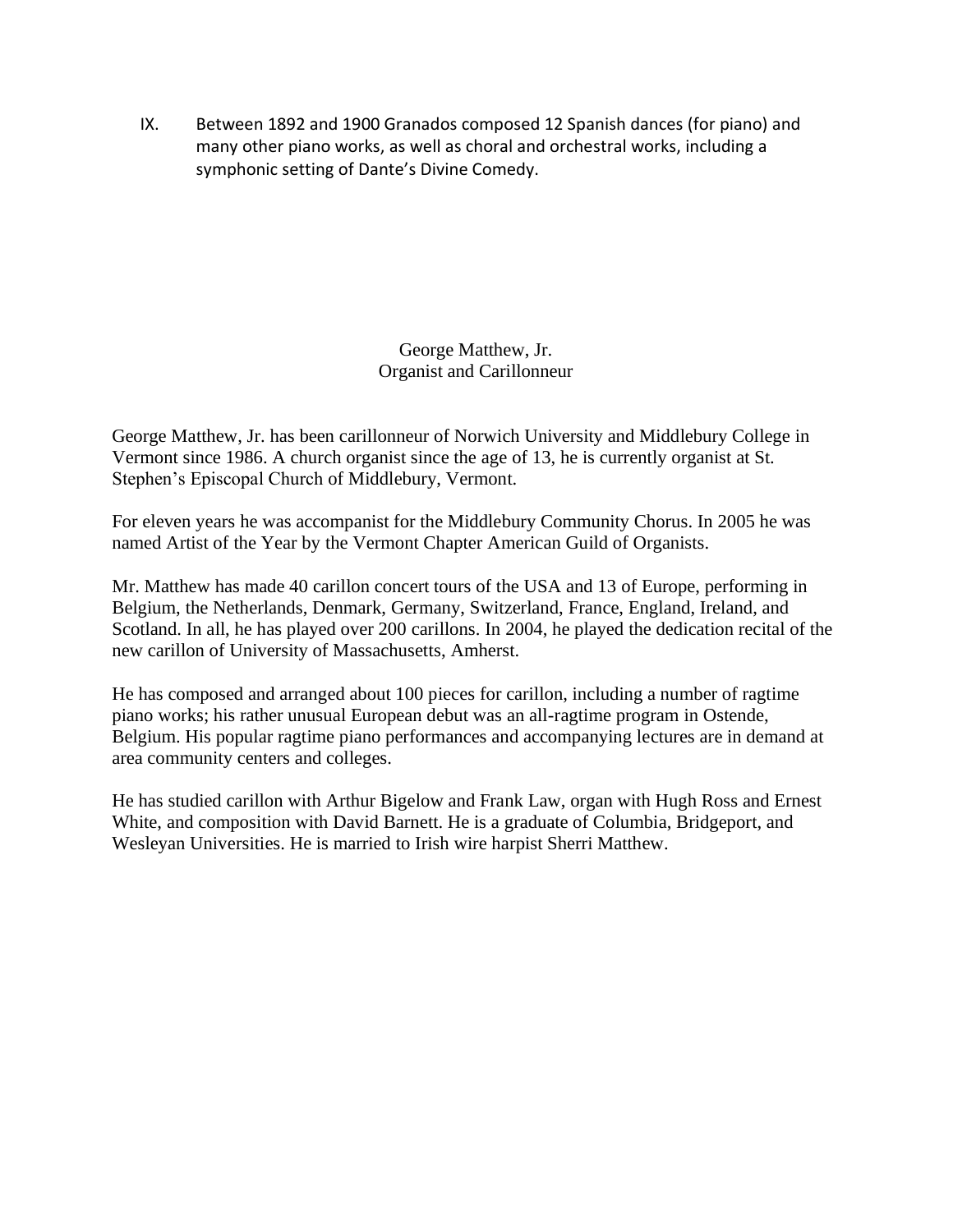IX. Between 1892 and 1900 Granados composed 12 Spanish dances (for piano) and many other piano works, as well as choral and orchestral works, including a symphonic setting of Dante's Divine Comedy.

## George Matthew, Jr.
### Organist and Carillonneur

George Matthew, Jr. has been carillonneur of Norwich University and Middlebury College in Vermont since 1986. A church organist since the age of 13, he is currently organist at St. Stephen's Episcopal Church of Middlebury, Vermont.

For eleven years he was accompanist for the Middlebury Community Chorus. In 2005 he was named Artist of the Year by the Vermont Chapter American Guild of Organists.

Mr. Matthew has made 40 carillon concert tours of the USA and 13 of Europe, performing in Belgium, the Netherlands, Denmark, Germany, Switzerland, France, England, Ireland, and Scotland. In all, he has played over 200 carillons. In 2004, he played the dedication recital of the new carillon of University of Massachusetts, Amherst.

He has composed and arranged about 100 pieces for carillon, including a number of ragtime piano works; his rather unusual European debut was an all-ragtime program in Ostende, Belgium. His popular ragtime piano performances and accompanying lectures are in demand at area community centers and colleges.

He has studied carillon with Arthur Bigelow and Frank Law, organ with Hugh Ross and Ernest White, and composition with David Barnett. He is a graduate of Columbia, Bridgeport, and Wesleyan Universities. He is married to Irish wire harpist Sherri Matthew.